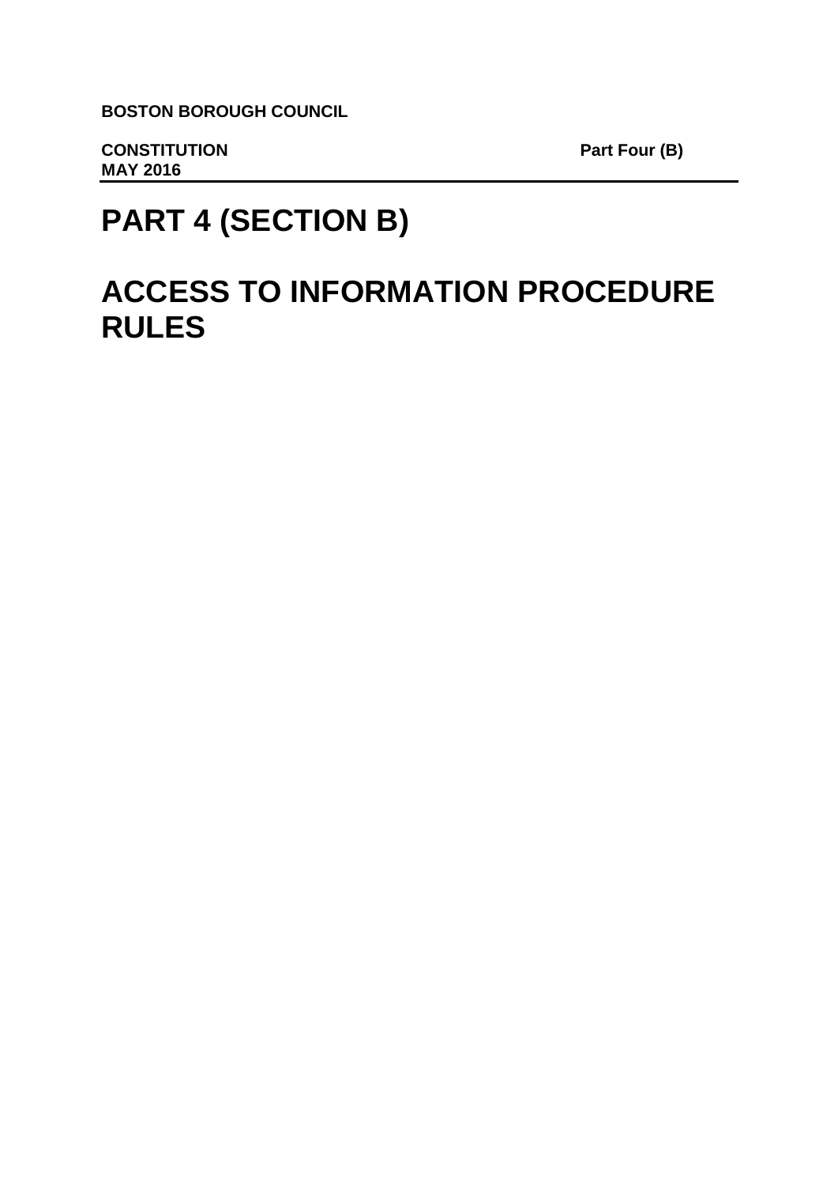**BOSTON BOROUGH COUNCIL**

**CONSTITUTION** **Part Four (B)**
**MAY 2016**

# PART 4 (SECTION B)

# ACCESS TO INFORMATION PROCEDURE RULES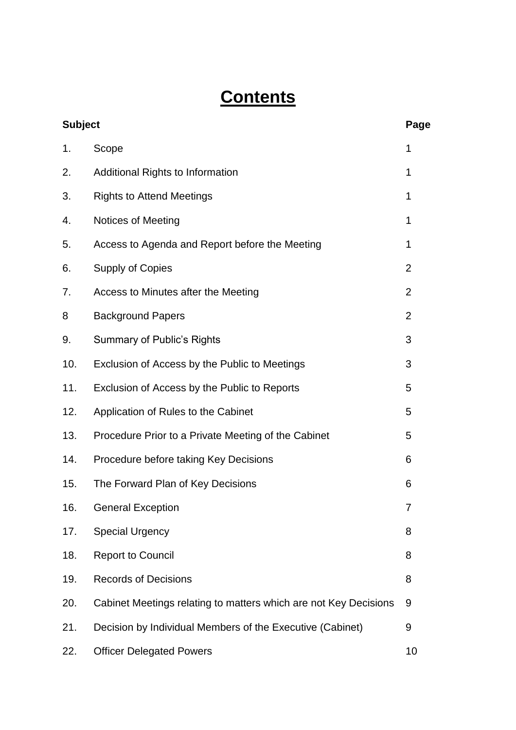# Contents

| Subject | | Page |
|---|---|---|
| 1. | Scope | 1 |
| 2. | Additional Rights to Information | 1 |
| 3. | Rights to Attend Meetings | 1 |
| 4. | Notices of Meeting | 1 |
| 5. | Access to Agenda and Report before the Meeting | 1 |
| 6. | Supply of Copies | 2 |
| 7. | Access to Minutes after the Meeting | 2 |
| 8 | Background Papers | 2 |
| 9. | Summary of Public's Rights | 3 |
| 10. | Exclusion of Access by the Public to Meetings | 3 |
| 11. | Exclusion of Access by the Public to Reports | 5 |
| 12. | Application of Rules to the Cabinet | 5 |
| 13. | Procedure Prior to a Private Meeting of the Cabinet | 5 |
| 14. | Procedure before taking Key Decisions | 6 |
| 15. | The Forward Plan of Key Decisions | 6 |
| 16. | General Exception | 7 |
| 17. | Special Urgency | 8 |
| 18. | Report to Council | 8 |
| 19. | Records of Decisions | 8 |
| 20. | Cabinet Meetings relating to matters which are not Key Decisions | 9 |
| 21. | Decision by Individual Members of the Executive (Cabinet) | 9 |
| 22. | Officer Delegated Powers | 10 |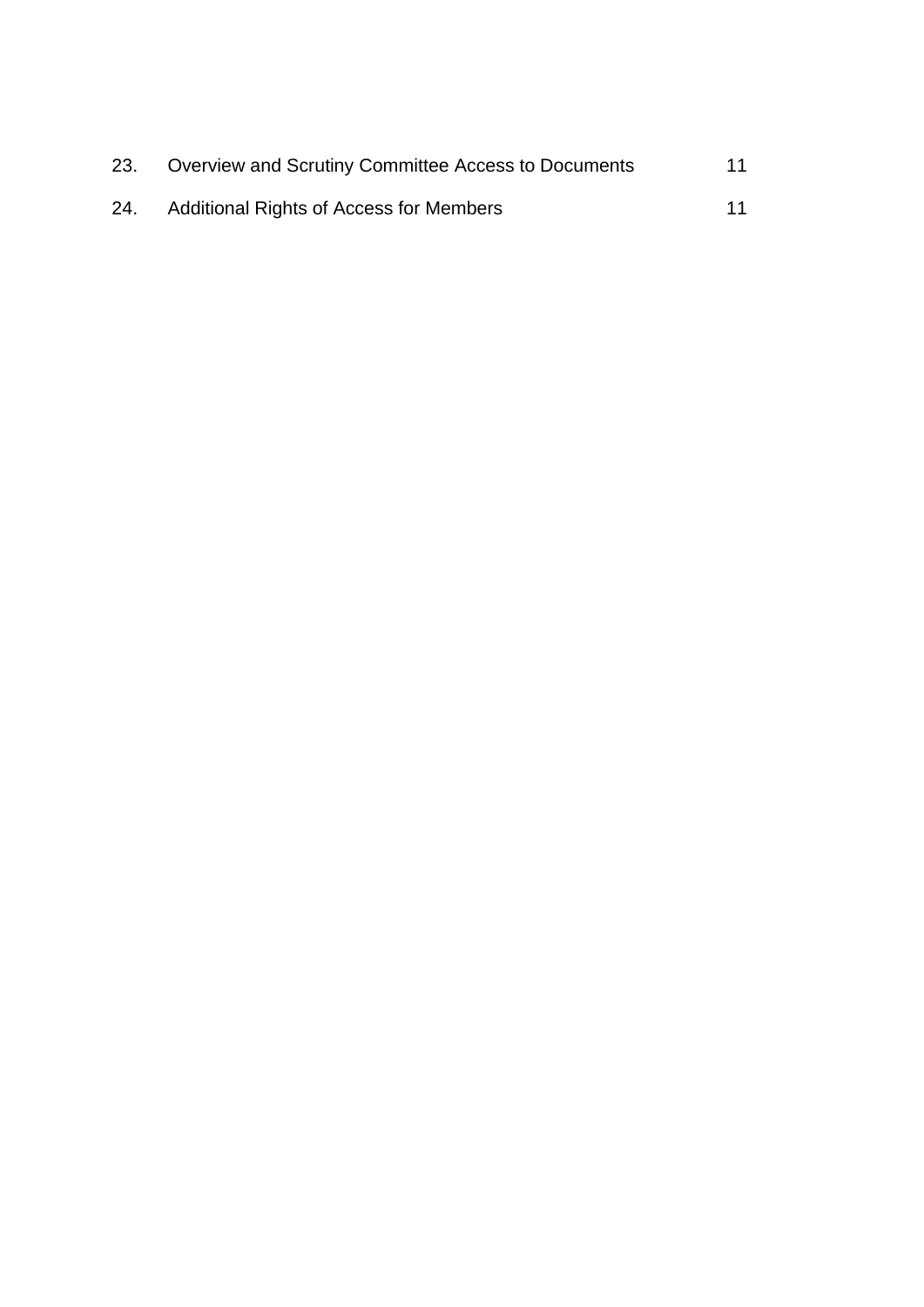| | | |
|---|---|---|
| 23. | Overview and Scrutiny Committee Access to Documents | 11 |
| 24. | Additional Rights of Access for Members | 11 |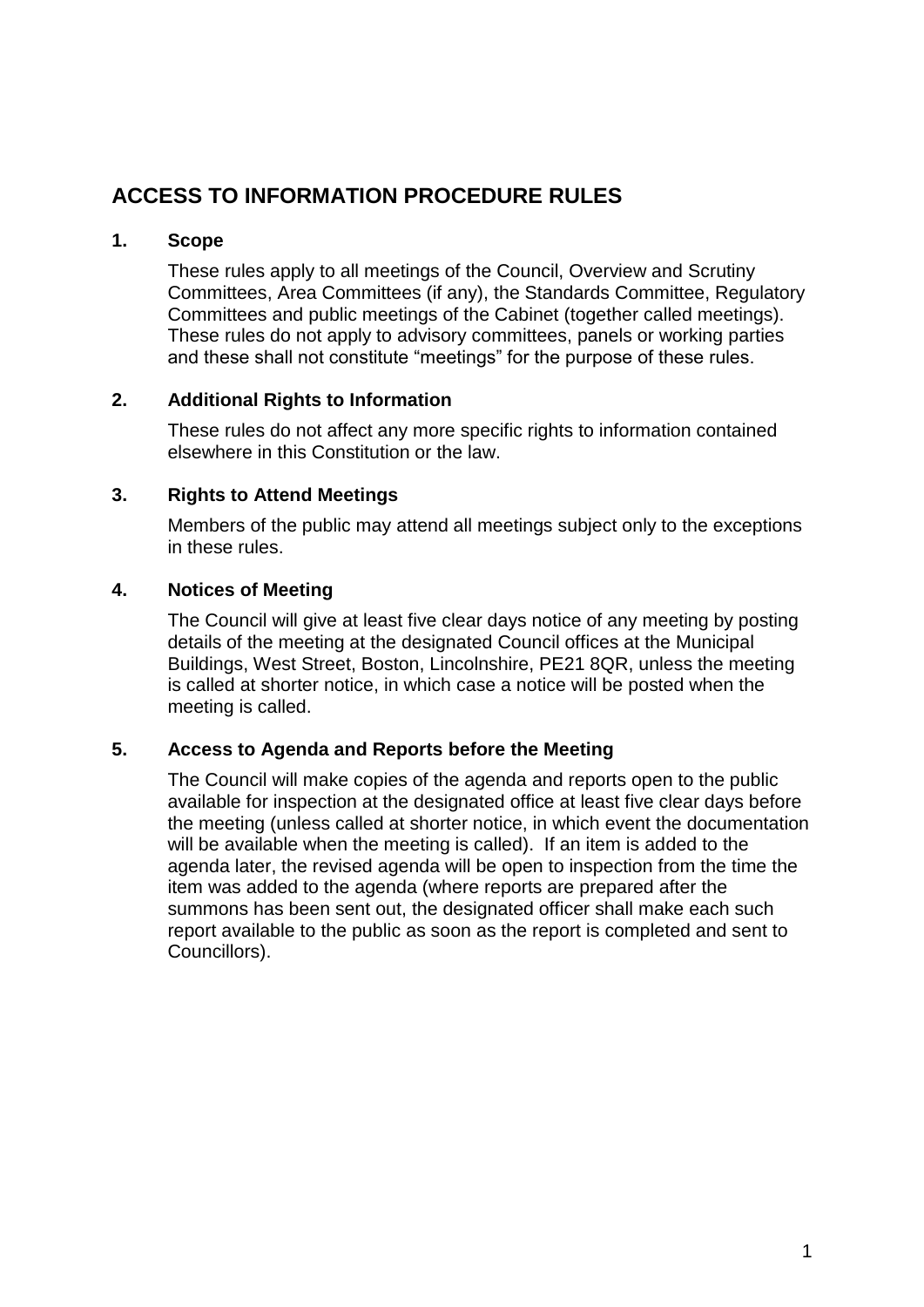## ACCESS TO INFORMATION PROCEDURE RULES

### 1. Scope

These rules apply to all meetings of the Council, Overview and Scrutiny Committees, Area Committees (if any), the Standards Committee, Regulatory Committees and public meetings of the Cabinet (together called meetings). These rules do not apply to advisory committees, panels or working parties and these shall not constitute "meetings" for the purpose of these rules.

### 2. Additional Rights to Information

These rules do not affect any more specific rights to information contained elsewhere in this Constitution or the law.

### 3. Rights to Attend Meetings

Members of the public may attend all meetings subject only to the exceptions in these rules.

### 4. Notices of Meeting

The Council will give at least five clear days notice of any meeting by posting details of the meeting at the designated Council offices at the Municipal Buildings, West Street, Boston, Lincolnshire, PE21 8QR, unless the meeting is called at shorter notice, in which case a notice will be posted when the meeting is called.

### 5. Access to Agenda and Reports before the Meeting

The Council will make copies of the agenda and reports open to the public available for inspection at the designated office at least five clear days before the meeting (unless called at shorter notice, in which event the documentation will be available when the meeting is called). If an item is added to the agenda later, the revised agenda will be open to inspection from the time the item was added to the agenda (where reports are prepared after the summons has been sent out, the designated officer shall make each such report available to the public as soon as the report is completed and sent to Councillors).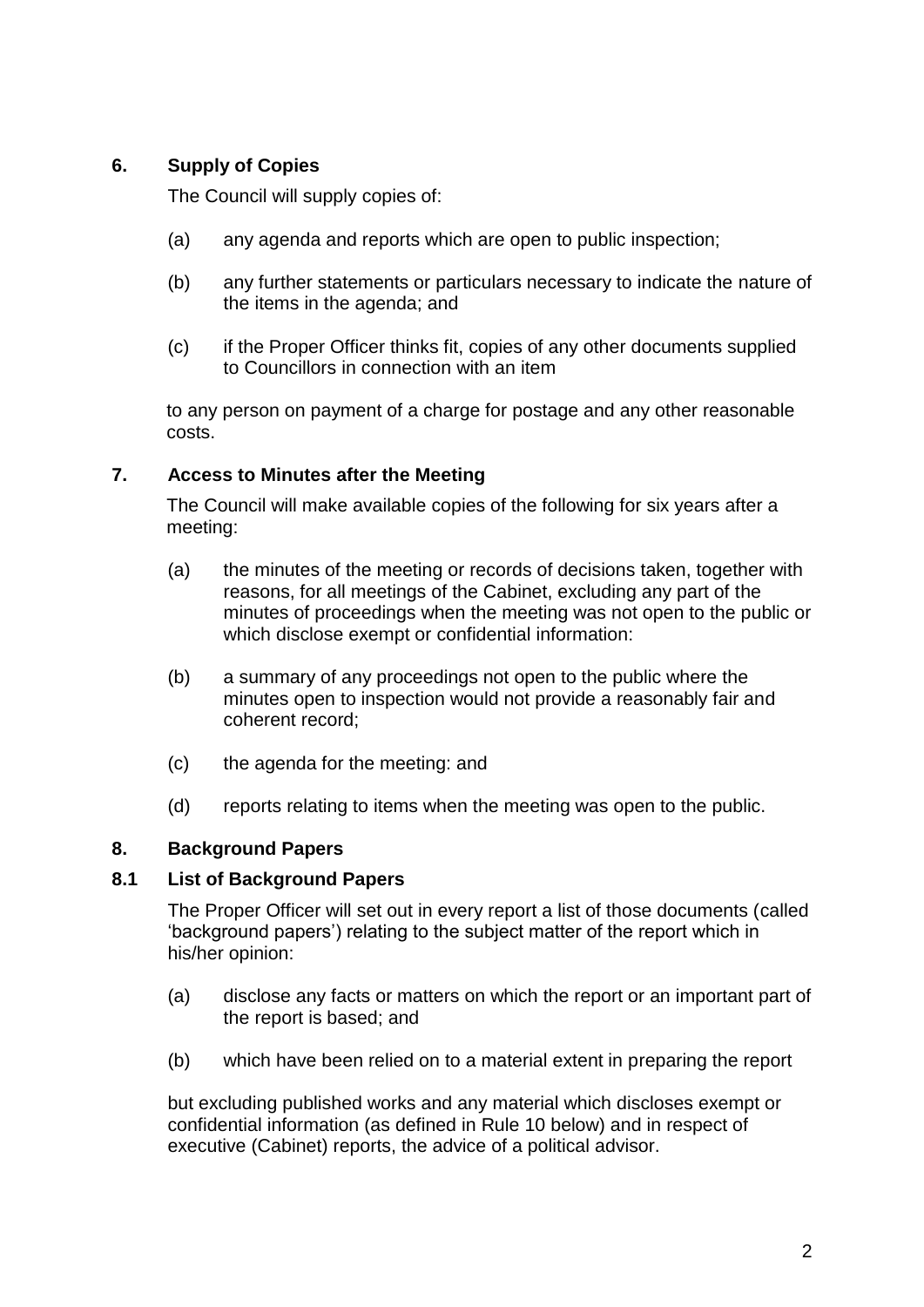## 6. Supply of Copies

The Council will supply copies of:

(a) any agenda and reports which are open to public inspection;

(b) any further statements or particulars necessary to indicate the nature of the items in the agenda; and

(c) if the Proper Officer thinks fit, copies of any other documents supplied to Councillors in connection with an item

to any person on payment of a charge for postage and any other reasonable costs.

## 7. Access to Minutes after the Meeting

The Council will make available copies of the following for six years after a meeting:

(a) the minutes of the meeting or records of decisions taken, together with reasons, for all meetings of the Cabinet, excluding any part of the minutes of proceedings when the meeting was not open to the public or which disclose exempt or confidential information:

(b) a summary of any proceedings not open to the public where the minutes open to inspection would not provide a reasonably fair and coherent record;

(c) the agenda for the meeting: and

(d) reports relating to items when the meeting was open to the public.

## 8. Background Papers

### 8.1 List of Background Papers

The Proper Officer will set out in every report a list of those documents (called 'background papers') relating to the subject matter of the report which in his/her opinion:

(a) disclose any facts or matters on which the report or an important part of the report is based; and

(b) which have been relied on to a material extent in preparing the report

but excluding published works and any material which discloses exempt or confidential information (as defined in Rule 10 below) and in respect of executive (Cabinet) reports, the advice of a political advisor.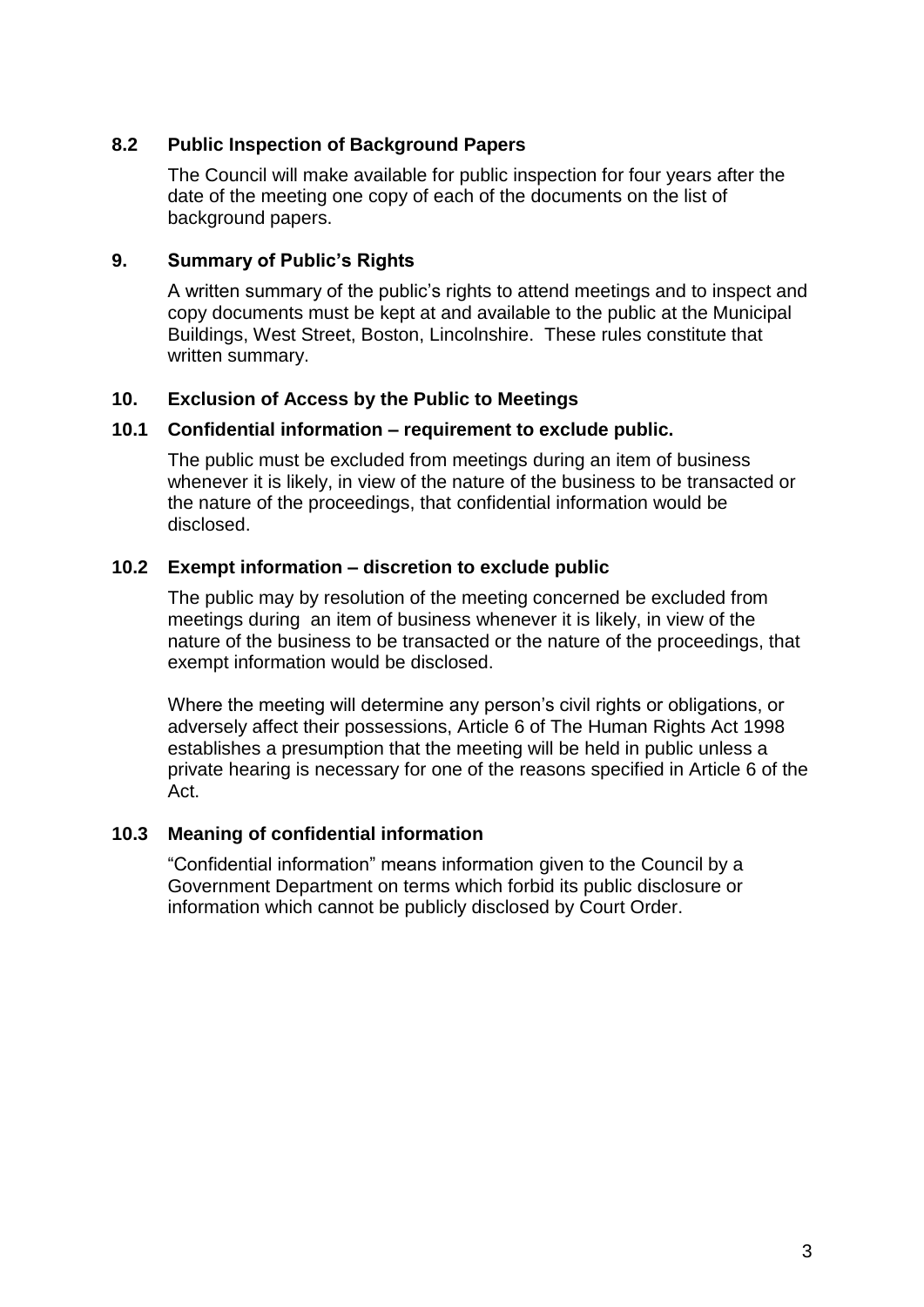### 8.2 Public Inspection of Background Papers

The Council will make available for public inspection for four years after the date of the meeting one copy of each of the documents on the list of background papers.

## 9. Summary of Public's Rights

A written summary of the public's rights to attend meetings and to inspect and copy documents must be kept at and available to the public at the Municipal Buildings, West Street, Boston, Lincolnshire. These rules constitute that written summary.

## 10. Exclusion of Access by the Public to Meetings

### 10.1 Confidential information – requirement to exclude public.

The public must be excluded from meetings during an item of business whenever it is likely, in view of the nature of the business to be transacted or the nature of the proceedings, that confidential information would be disclosed.

### 10.2 Exempt information – discretion to exclude public

The public may by resolution of the meeting concerned be excluded from meetings during an item of business whenever it is likely, in view of the nature of the business to be transacted or the nature of the proceedings, that exempt information would be disclosed.

Where the meeting will determine any person's civil rights or obligations, or adversely affect their possessions, Article 6 of The Human Rights Act 1998 establishes a presumption that the meeting will be held in public unless a private hearing is necessary for one of the reasons specified in Article 6 of the Act.

### 10.3 Meaning of confidential information

"Confidential information" means information given to the Council by a Government Department on terms which forbid its public disclosure or information which cannot be publicly disclosed by Court Order.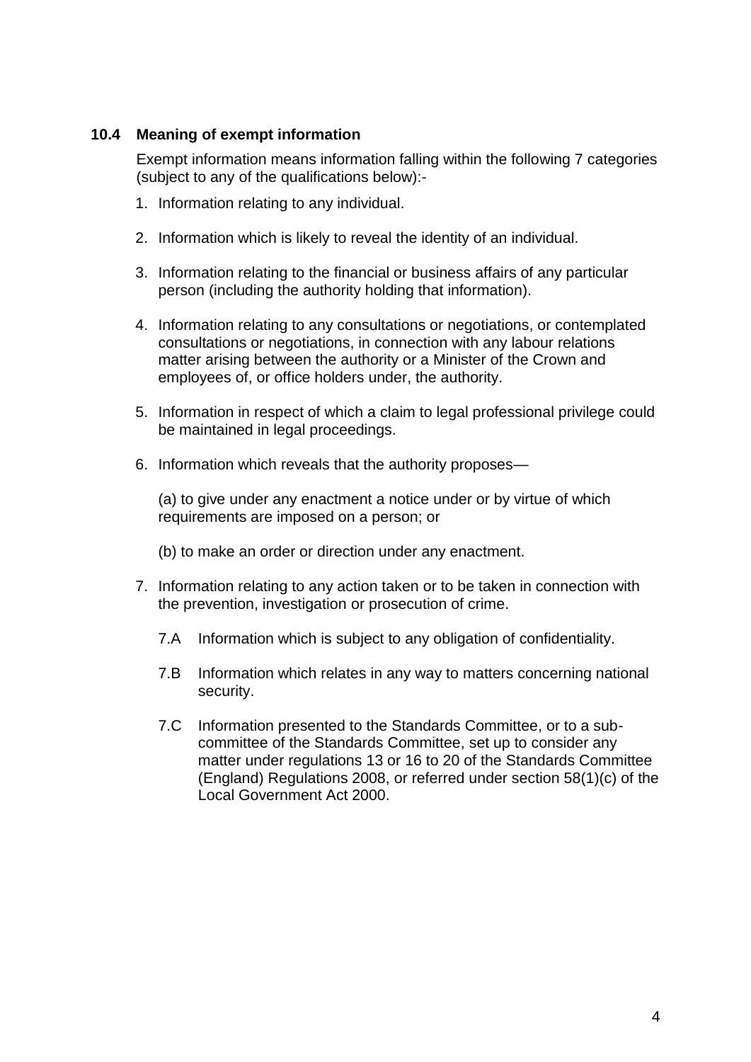### 10.4 Meaning of exempt information

Exempt information means information falling within the following 7 categories (subject to any of the qualifications below):-

1. Information relating to any individual.
2. Information which is likely to reveal the identity of an individual.
3. Information relating to the financial or business affairs of any particular person (including the authority holding that information).
4. Information relating to any consultations or negotiations, or contemplated consultations or negotiations, in connection with any labour relations matter arising between the authority or a Minister of the Crown and employees of, or office holders under, the authority.
5. Information in respect of which a claim to legal professional privilege could be maintained in legal proceedings.
6. Information which reveals that the authority proposes—

   (a) to give under any enactment a notice under or by virtue of which requirements are imposed on a person; or

   (b) to make an order or direction under any enactment.

7. Information relating to any action taken or to be taken in connection with the prevention, investigation or prosecution of crime.

   7.A Information which is subject to any obligation of confidentiality.

   7.B Information which relates in any way to matters concerning national security.

   7.C Information presented to the Standards Committee, or to a sub-committee of the Standards Committee, set up to consider any matter under regulations 13 or 16 to 20 of the Standards Committee (England) Regulations 2008, or referred under section 58(1)(c) of the Local Government Act 2000.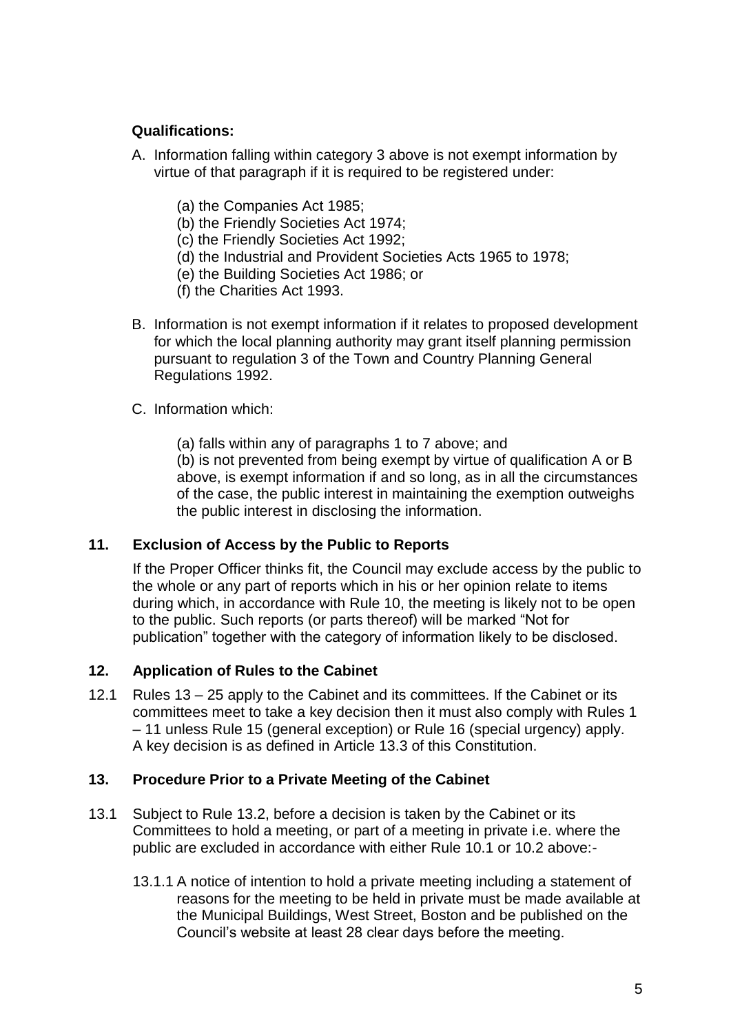**Qualifications:**

A. Information falling within category 3 above is not exempt information by virtue of that paragraph if it is required to be registered under:

   (a) the Companies Act 1985;
   (b) the Friendly Societies Act 1974;
   (c) the Friendly Societies Act 1992;
   (d) the Industrial and Provident Societies Acts 1965 to 1978;
   (e) the Building Societies Act 1986; or
   (f) the Charities Act 1993.

B. Information is not exempt information if it relates to proposed development for which the local planning authority may grant itself planning permission pursuant to regulation 3 of the Town and Country Planning General Regulations 1992.

C. Information which:

   (a) falls within any of paragraphs 1 to 7 above; and
   (b) is not prevented from being exempt by virtue of qualification A or B above, is exempt information if and so long, as in all the circumstances of the case, the public interest in maintaining the exemption outweighs the public interest in disclosing the information.

## 11. Exclusion of Access by the Public to Reports

If the Proper Officer thinks fit, the Council may exclude access by the public to the whole or any part of reports which in his or her opinion relate to items during which, in accordance with Rule 10, the meeting is likely not to be open to the public. Such reports (or parts thereof) will be marked "Not for publication" together with the category of information likely to be disclosed.

## 12. Application of Rules to the Cabinet

12.1 Rules 13 – 25 apply to the Cabinet and its committees. If the Cabinet or its committees meet to take a key decision then it must also comply with Rules 1 – 11 unless Rule 15 (general exception) or Rule 16 (special urgency) apply. A key decision is as defined in Article 13.3 of this Constitution.

## 13. Procedure Prior to a Private Meeting of the Cabinet

13.1 Subject to Rule 13.2, before a decision is taken by the Cabinet or its Committees to hold a meeting, or part of a meeting in private i.e. where the public are excluded in accordance with either Rule 10.1 or 10.2 above:-

13.1.1 A notice of intention to hold a private meeting including a statement of reasons for the meeting to be held in private must be made available at the Municipal Buildings, West Street, Boston and be published on the Council's website at least 28 clear days before the meeting.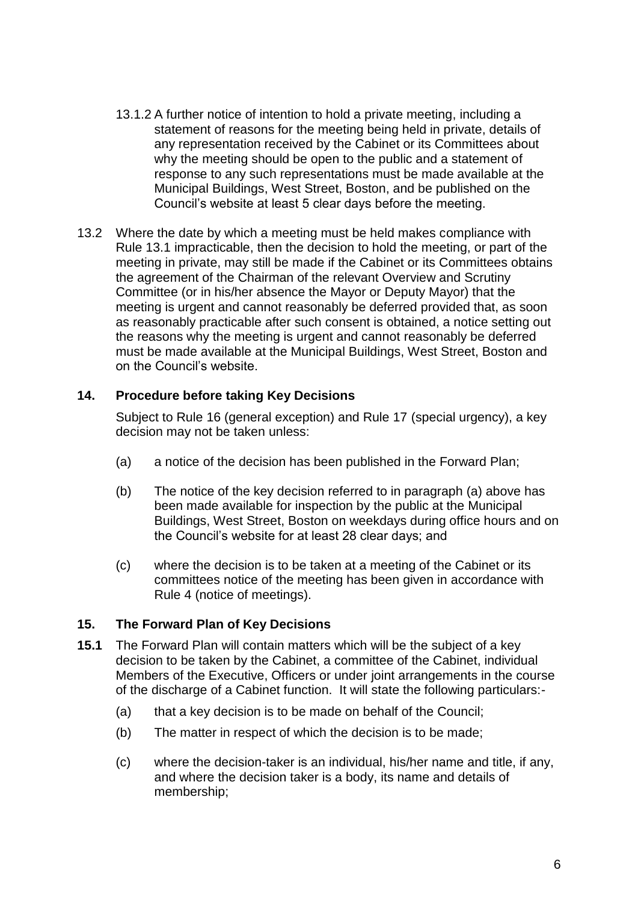13.1.2 A further notice of intention to hold a private meeting, including a statement of reasons for the meeting being held in private, details of any representation received by the Cabinet or its Committees about why the meeting should be open to the public and a statement of response to any such representations must be made available at the Municipal Buildings, West Street, Boston, and be published on the Council's website at least 5 clear days before the meeting.

13.2 Where the date by which a meeting must be held makes compliance with Rule 13.1 impracticable, then the decision to hold the meeting, or part of the meeting in private, may still be made if the Cabinet or its Committees obtains the agreement of the Chairman of the relevant Overview and Scrutiny Committee (or in his/her absence the Mayor or Deputy Mayor) that the meeting is urgent and cannot reasonably be deferred provided that, as soon as reasonably practicable after such consent is obtained, a notice setting out the reasons why the meeting is urgent and cannot reasonably be deferred must be made available at the Municipal Buildings, West Street, Boston and on the Council's website.

## 14. Procedure before taking Key Decisions

Subject to Rule 16 (general exception) and Rule 17 (special urgency), a key decision may not be taken unless:

(a) a notice of the decision has been published in the Forward Plan;

(b) The notice of the key decision referred to in paragraph (a) above has been made available for inspection by the public at the Municipal Buildings, West Street, Boston on weekdays during office hours and on the Council's website for at least 28 clear days; and

(c) where the decision is to be taken at a meeting of the Cabinet or its committees notice of the meeting has been given in accordance with Rule 4 (notice of meetings).

## 15. The Forward Plan of Key Decisions

**15.1** The Forward Plan will contain matters which will be the subject of a key decision to be taken by the Cabinet, a committee of the Cabinet, individual Members of the Executive, Officers or under joint arrangements in the course of the discharge of a Cabinet function. It will state the following particulars:-

(a) that a key decision is to be made on behalf of the Council;

(b) The matter in respect of which the decision is to be made;

(c) where the decision-taker is an individual, his/her name and title, if any, and where the decision taker is a body, its name and details of membership;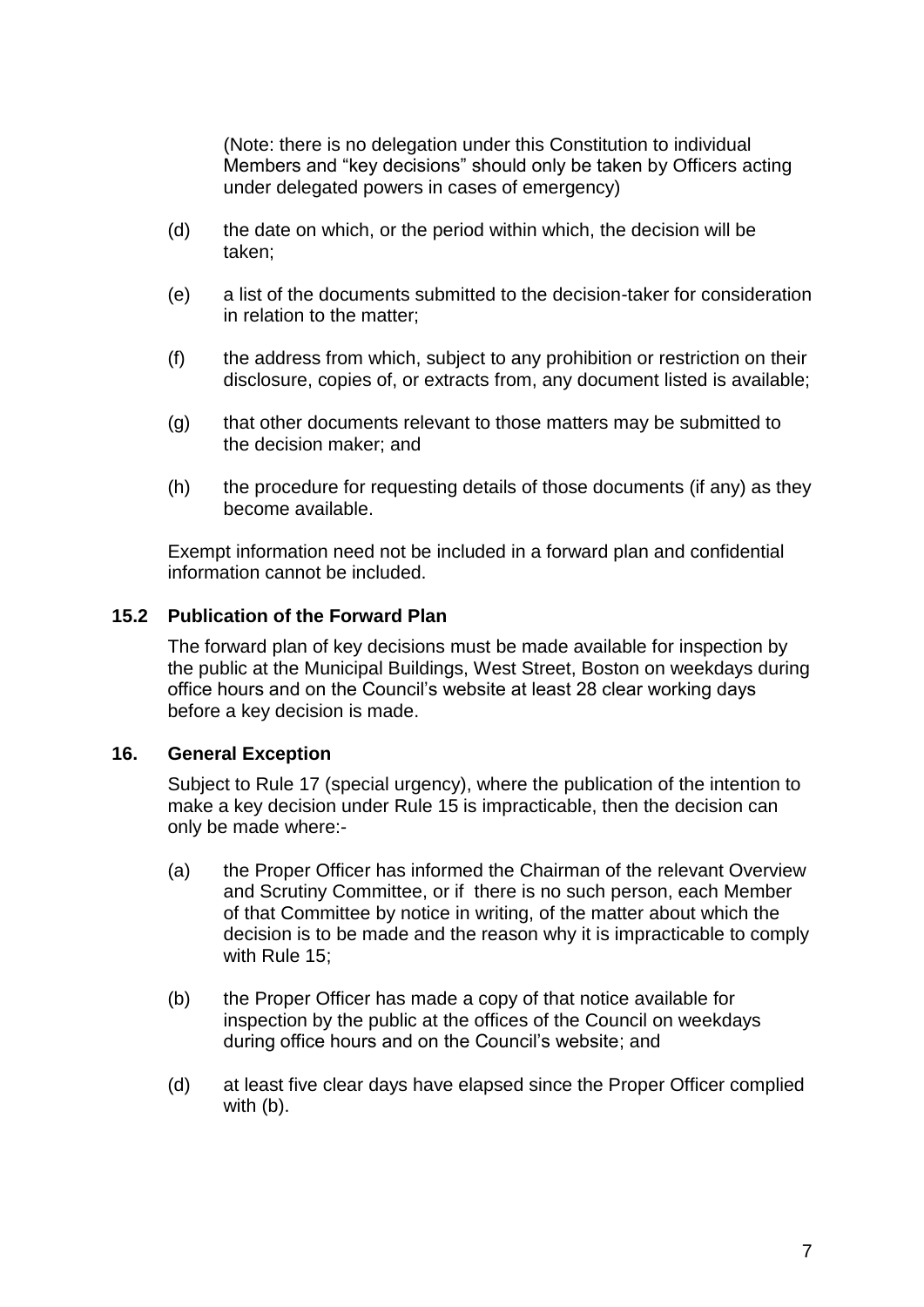(Note: there is no delegation under this Constitution to individual Members and "key decisions" should only be taken by Officers acting under delegated powers in cases of emergency)

(d) the date on which, or the period within which, the decision will be taken;

(e) a list of the documents submitted to the decision-taker for consideration in relation to the matter;

(f) the address from which, subject to any prohibition or restriction on their disclosure, copies of, or extracts from, any document listed is available;

(g) that other documents relevant to those matters may be submitted to the decision maker; and

(h) the procedure for requesting details of those documents (if any) as they become available.

Exempt information need not be included in a forward plan and confidential information cannot be included.

### 15.2 Publication of the Forward Plan

The forward plan of key decisions must be made available for inspection by the public at the Municipal Buildings, West Street, Boston on weekdays during office hours and on the Council's website at least 28 clear working days before a key decision is made.

## 16. General Exception

Subject to Rule 17 (special urgency), where the publication of the intention to make a key decision under Rule 15 is impracticable, then the decision can only be made where:-

(a) the Proper Officer has informed the Chairman of the relevant Overview and Scrutiny Committee, or if there is no such person, each Member of that Committee by notice in writing, of the matter about which the decision is to be made and the reason why it is impracticable to comply with Rule 15;

(b) the Proper Officer has made a copy of that notice available for inspection by the public at the offices of the Council on weekdays during office hours and on the Council's website; and

(d) at least five clear days have elapsed since the Proper Officer complied with (b).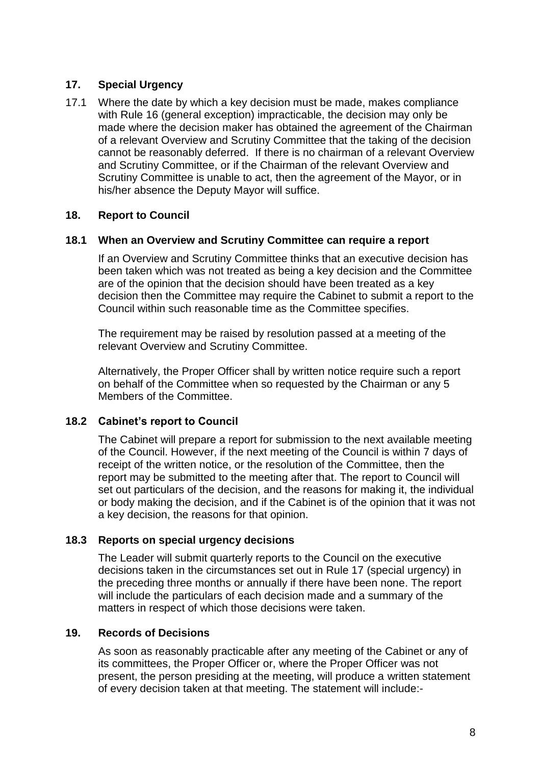## 17. Special Urgency

17.1 Where the date by which a key decision must be made, makes compliance with Rule 16 (general exception) impracticable, the decision may only be made where the decision maker has obtained the agreement of the Chairman of a relevant Overview and Scrutiny Committee that the taking of the decision cannot be reasonably deferred. If there is no chairman of a relevant Overview and Scrutiny Committee, or if the Chairman of the relevant Overview and Scrutiny Committee is unable to act, then the agreement of the Mayor, or in his/her absence the Deputy Mayor will suffice.

## 18. Report to Council

### 18.1 When an Overview and Scrutiny Committee can require a report

If an Overview and Scrutiny Committee thinks that an executive decision has been taken which was not treated as being a key decision and the Committee are of the opinion that the decision should have been treated as a key decision then the Committee may require the Cabinet to submit a report to the Council within such reasonable time as the Committee specifies.

The requirement may be raised by resolution passed at a meeting of the relevant Overview and Scrutiny Committee.

Alternatively, the Proper Officer shall by written notice require such a report on behalf of the Committee when so requested by the Chairman or any 5 Members of the Committee.

### 18.2 Cabinet's report to Council

The Cabinet will prepare a report for submission to the next available meeting of the Council. However, if the next meeting of the Council is within 7 days of receipt of the written notice, or the resolution of the Committee, then the report may be submitted to the meeting after that. The report to Council will set out particulars of the decision, and the reasons for making it, the individual or body making the decision, and if the Cabinet is of the opinion that it was not a key decision, the reasons for that opinion.

### 18.3 Reports on special urgency decisions

The Leader will submit quarterly reports to the Council on the executive decisions taken in the circumstances set out in Rule 17 (special urgency) in the preceding three months or annually if there have been none. The report will include the particulars of each decision made and a summary of the matters in respect of which those decisions were taken.

## 19. Records of Decisions

As soon as reasonably practicable after any meeting of the Cabinet or any of its committees, the Proper Officer or, where the Proper Officer was not present, the person presiding at the meeting, will produce a written statement of every decision taken at that meeting. The statement will include:-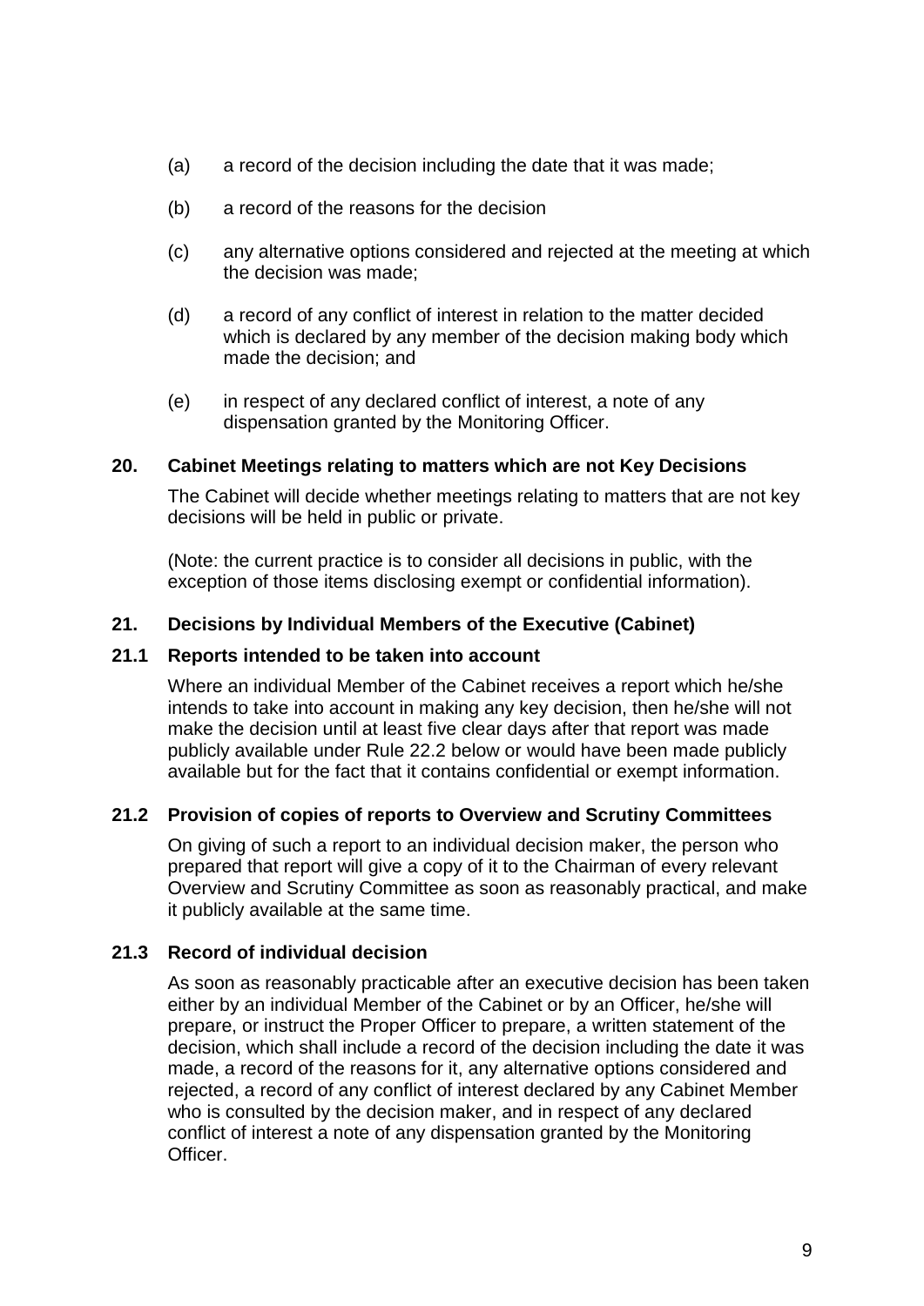(a) a record of the decision including the date that it was made;

(b) a record of the reasons for the decision

(c) any alternative options considered and rejected at the meeting at which the decision was made;

(d) a record of any conflict of interest in relation to the matter decided which is declared by any member of the decision making body which made the decision; and

(e) in respect of any declared conflict of interest, a note of any dispensation granted by the Monitoring Officer.

## 20. Cabinet Meetings relating to matters which are not Key Decisions

The Cabinet will decide whether meetings relating to matters that are not key decisions will be held in public or private.

(Note: the current practice is to consider all decisions in public, with the exception of those items disclosing exempt or confidential information).

## 21. Decisions by Individual Members of the Executive (Cabinet)

### 21.1 Reports intended to be taken into account

Where an individual Member of the Cabinet receives a report which he/she intends to take into account in making any key decision, then he/she will not make the decision until at least five clear days after that report was made publicly available under Rule 22.2 below or would have been made publicly available but for the fact that it contains confidential or exempt information.

### 21.2 Provision of copies of reports to Overview and Scrutiny Committees

On giving of such a report to an individual decision maker, the person who prepared that report will give a copy of it to the Chairman of every relevant Overview and Scrutiny Committee as soon as reasonably practical, and make it publicly available at the same time.

### 21.3 Record of individual decision

As soon as reasonably practicable after an executive decision has been taken either by an individual Member of the Cabinet or by an Officer, he/she will prepare, or instruct the Proper Officer to prepare, a written statement of the decision, which shall include a record of the decision including the date it was made, a record of the reasons for it, any alternative options considered and rejected, a record of any conflict of interest declared by any Cabinet Member who is consulted by the decision maker, and in respect of any declared conflict of interest a note of any dispensation granted by the Monitoring Officer.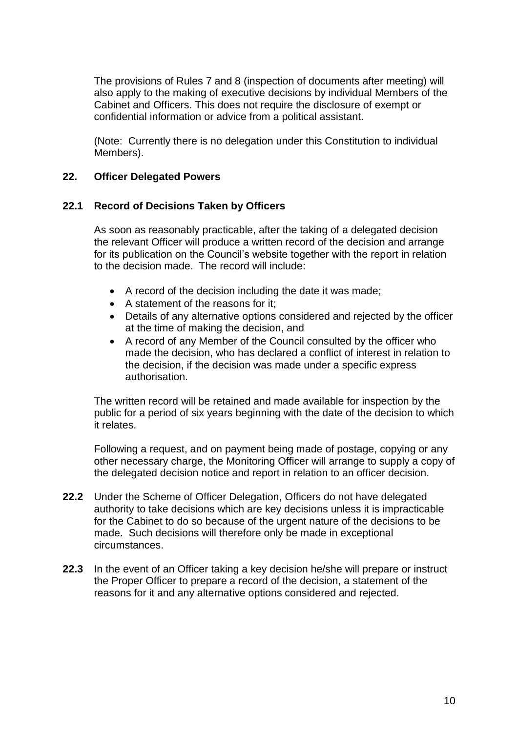The provisions of Rules 7 and 8 (inspection of documents after meeting) will also apply to the making of executive decisions by individual Members of the Cabinet and Officers. This does not require the disclosure of exempt or confidential information or advice from a political assistant.

(Note: Currently there is no delegation under this Constitution to individual Members).

## 22. Officer Delegated Powers

### 22.1 Record of Decisions Taken by Officers

As soon as reasonably practicable, after the taking of a delegated decision the relevant Officer will produce a written record of the decision and arrange for its publication on the Council's website together with the report in relation to the decision made. The record will include:

- A record of the decision including the date it was made;
- A statement of the reasons for it;
- Details of any alternative options considered and rejected by the officer at the time of making the decision, and
- A record of any Member of the Council consulted by the officer who made the decision, who has declared a conflict of interest in relation to the decision, if the decision was made under a specific express authorisation.

The written record will be retained and made available for inspection by the public for a period of six years beginning with the date of the decision to which it relates.

Following a request, and on payment being made of postage, copying or any other necessary charge, the Monitoring Officer will arrange to supply a copy of the delegated decision notice and report in relation to an officer decision.

**22.2** Under the Scheme of Officer Delegation, Officers do not have delegated authority to take decisions which are key decisions unless it is impracticable for the Cabinet to do so because of the urgent nature of the decisions to be made. Such decisions will therefore only be made in exceptional circumstances.

**22.3** In the event of an Officer taking a key decision he/she will prepare or instruct the Proper Officer to prepare a record of the decision, a statement of the reasons for it and any alternative options considered and rejected.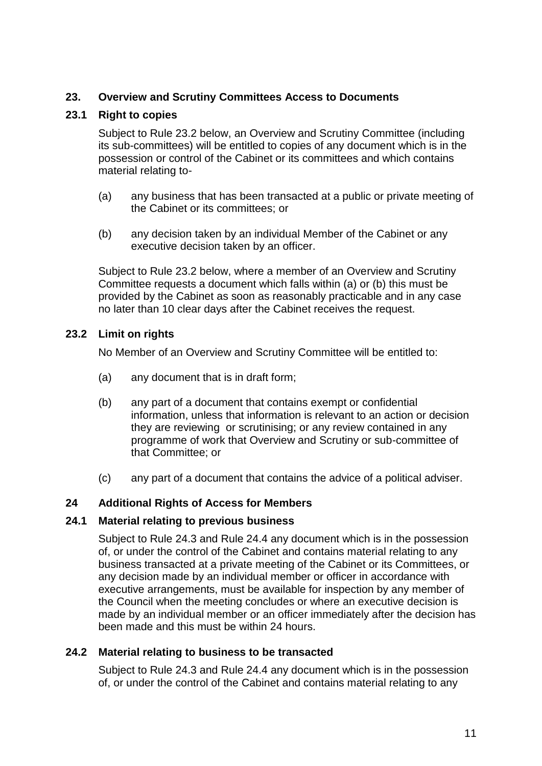## 23. Overview and Scrutiny Committees Access to Documents

### 23.1 Right to copies

Subject to Rule 23.2 below, an Overview and Scrutiny Committee (including its sub-committees) will be entitled to copies of any document which is in the possession or control of the Cabinet or its committees and which contains material relating to-

(a) any business that has been transacted at a public or private meeting of the Cabinet or its committees; or

(b) any decision taken by an individual Member of the Cabinet or any executive decision taken by an officer.

Subject to Rule 23.2 below, where a member of an Overview and Scrutiny Committee requests a document which falls within (a) or (b) this must be provided by the Cabinet as soon as reasonably practicable and in any case no later than 10 clear days after the Cabinet receives the request.

### 23.2 Limit on rights

No Member of an Overview and Scrutiny Committee will be entitled to:

(a) any document that is in draft form;

(b) any part of a document that contains exempt or confidential information, unless that information is relevant to an action or decision they are reviewing or scrutinising; or any review contained in any programme of work that Overview and Scrutiny or sub-committee of that Committee; or

(c) any part of a document that contains the advice of a political adviser.

## 24 Additional Rights of Access for Members

### 24.1 Material relating to previous business

Subject to Rule 24.3 and Rule 24.4 any document which is in the possession of, or under the control of the Cabinet and contains material relating to any business transacted at a private meeting of the Cabinet or its Committees, or any decision made by an individual member or officer in accordance with executive arrangements, must be available for inspection by any member of the Council when the meeting concludes or where an executive decision is made by an individual member or an officer immediately after the decision has been made and this must be within 24 hours.

### 24.2 Material relating to business to be transacted

Subject to Rule 24.3 and Rule 24.4 any document which is in the possession of, or under the control of the Cabinet and contains material relating to any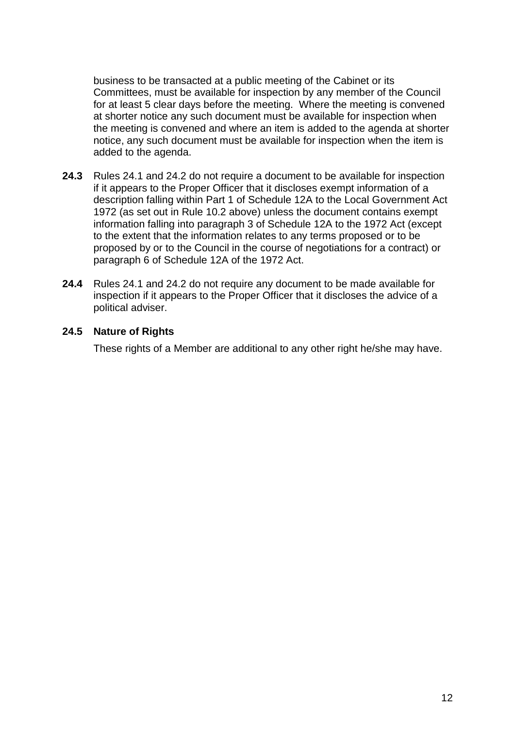business to be transacted at a public meeting of the Cabinet or its Committees, must be available for inspection by any member of the Council for at least 5 clear days before the meeting. Where the meeting is convened at shorter notice any such document must be available for inspection when the meeting is convened and where an item is added to the agenda at shorter notice, any such document must be available for inspection when the item is added to the agenda.

**24.3** Rules 24.1 and 24.2 do not require a document to be available for inspection if it appears to the Proper Officer that it discloses exempt information of a description falling within Part 1 of Schedule 12A to the Local Government Act 1972 (as set out in Rule 10.2 above) unless the document contains exempt information falling into paragraph 3 of Schedule 12A to the 1972 Act (except to the extent that the information relates to any terms proposed or to be proposed by or to the Council in the course of negotiations for a contract) or paragraph 6 of Schedule 12A of the 1972 Act.

**24.4** Rules 24.1 and 24.2 do not require any document to be made available for inspection if it appears to the Proper Officer that it discloses the advice of a political adviser.

**24.5 Nature of Rights**

These rights of a Member are additional to any other right he/she may have.